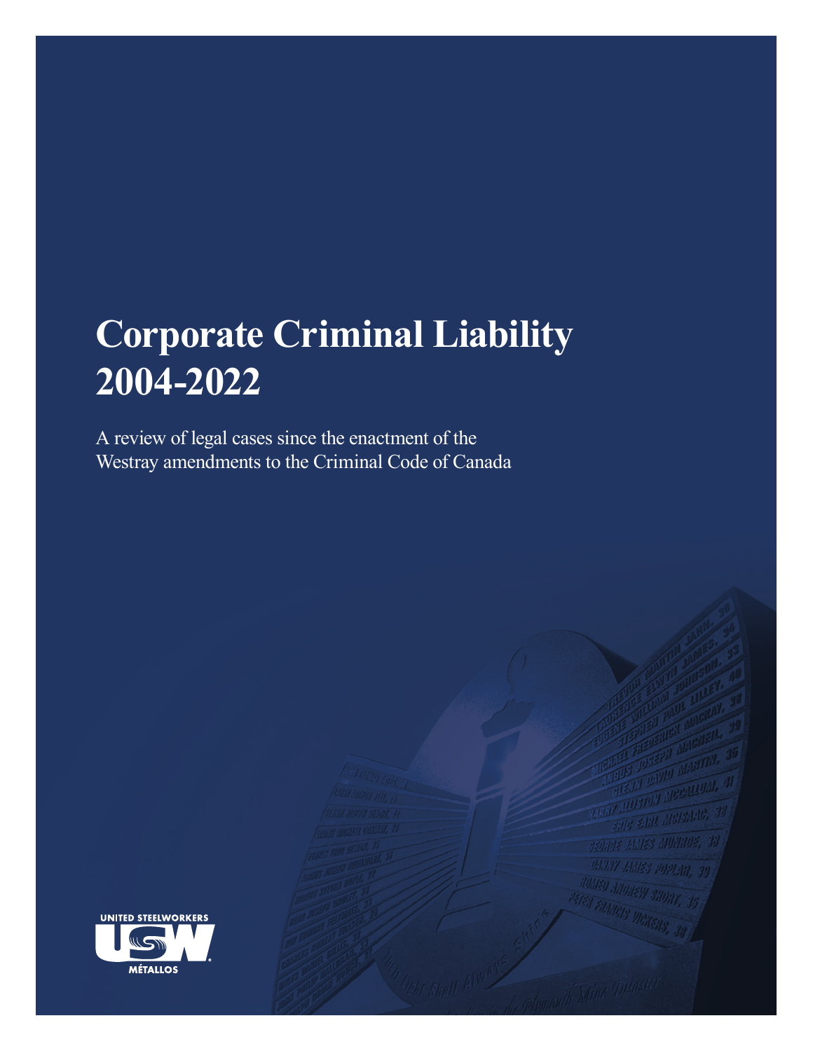# Corporate Criminal Liability 2004-2022

A review of legal cases since the enactment of the Westray amendments to the Criminal Code of Canada

UNITED STEELWORKERS

USW

MÉTALLOS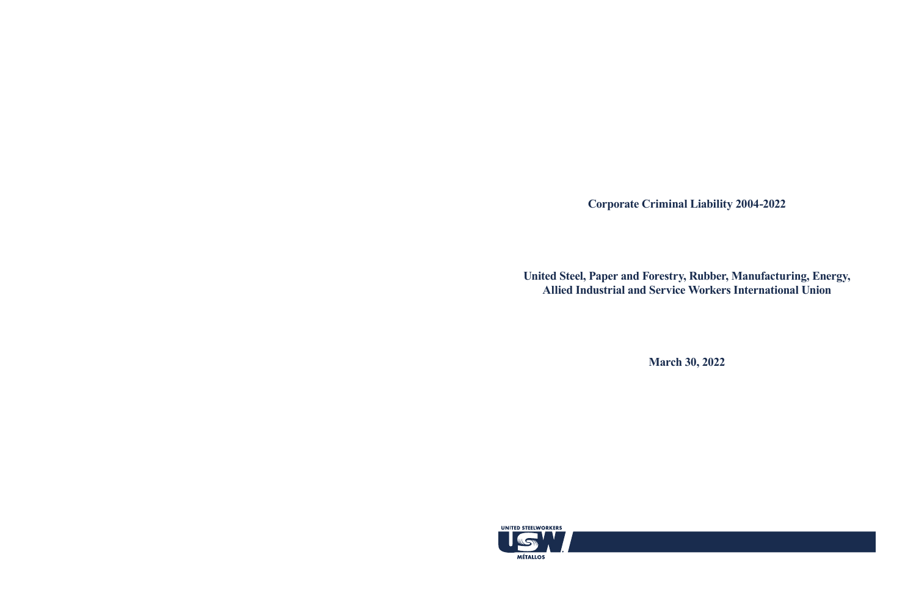# Corporate Criminal Liability 2004-2022

**United Steel, Paper and Forestry, Rubber, Manufacturing, Energy, Allied Industrial and Service Workers International Union**

**March 30, 2022**

UNITED STEELWORKERS

USW

MÉTALLOS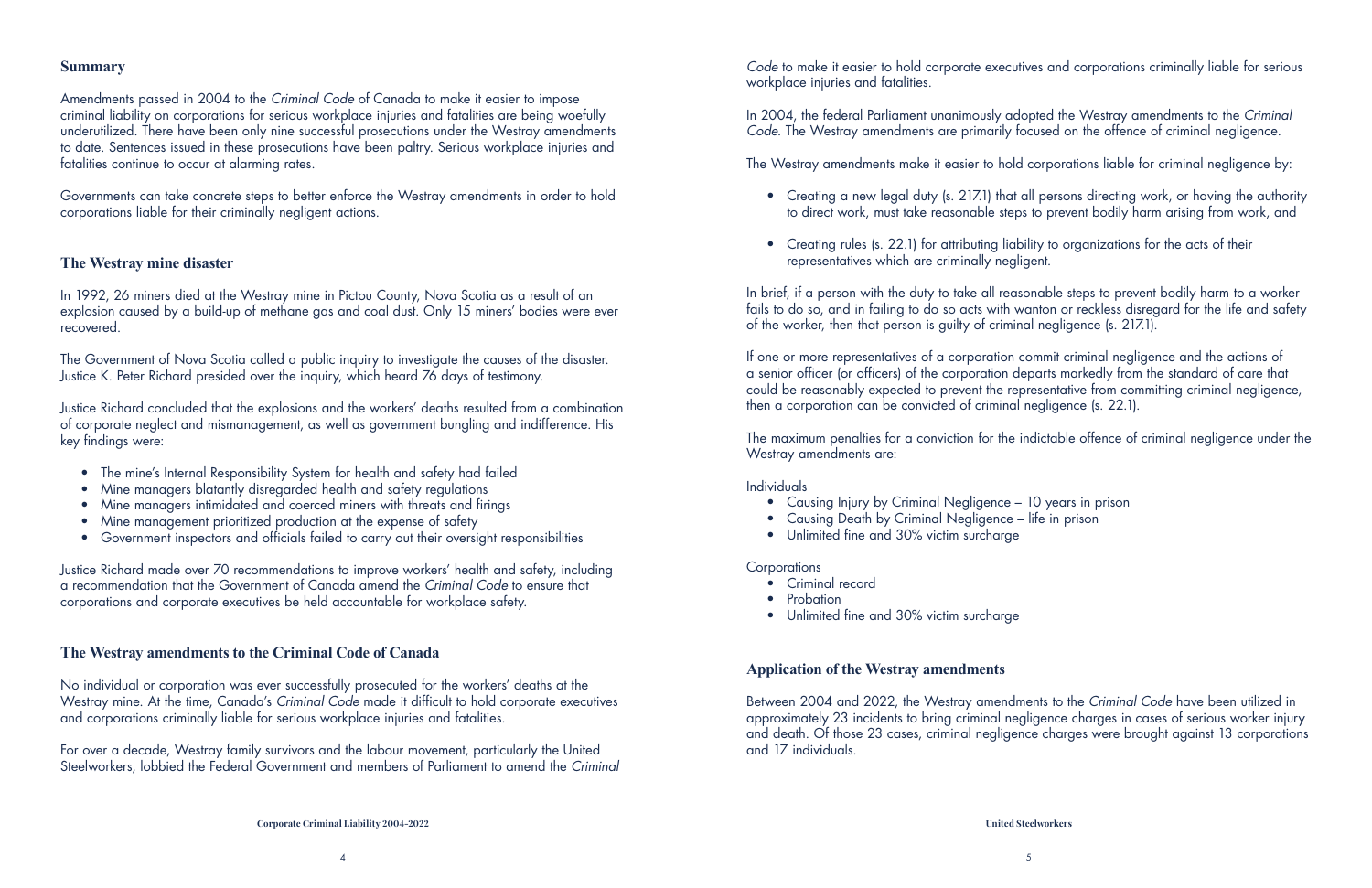## Summary

Amendments passed in 2004 to the *Criminal Code* of Canada to make it easier to impose criminal liability on corporations for serious workplace injuries and fatalities are being woefully underutilized. There have been only nine successful prosecutions under the Westray amendments to date. Sentences issued in these prosecutions have been paltry. Serious workplace injuries and fatalities continue to occur at alarming rates.

Governments can take concrete steps to better enforce the Westray amendments in order to hold corporations liable for their criminally negligent actions.

## The Westray mine disaster

In 1992, 26 miners died at the Westray mine in Pictou County, Nova Scotia as a result of an explosion caused by a build-up of methane gas and coal dust. Only 15 miners' bodies were ever recovered.

The Government of Nova Scotia called a public inquiry to investigate the causes of the disaster. Justice K. Peter Richard presided over the inquiry, which heard 76 days of testimony.

Justice Richard concluded that the explosions and the workers' deaths resulted from a combination of corporate neglect and mismanagement, as well as government bungling and indifference. His key findings were:

- The mine's Internal Responsibility System for health and safety had failed
- Mine managers blatantly disregarded health and safety regulations
- Mine managers intimidated and coerced miners with threats and firings
- Mine management prioritized production at the expense of safety
- Government inspectors and officials failed to carry out their oversight responsibilities

Justice Richard made over 70 recommendations to improve workers' health and safety, including a recommendation that the Government of Canada amend the *Criminal Code* to ensure that corporations and corporate executives be held accountable for workplace safety.

## The Westray amendments to the Criminal Code of Canada

No individual or corporation was ever successfully prosecuted for the workers' deaths at the Westray mine. At the time, Canada's *Criminal Code* made it difficult to hold corporate executives and corporations criminally liable for serious workplace injuries and fatalities.

For over a decade, Westray family survivors and the labour movement, particularly the United Steelworkers, lobbied the Federal Government and members of Parliament to amend the *Criminal Code* to make it easier to hold corporate executives and corporations criminally liable for serious workplace injuries and fatalities.

In 2004, the federal Parliament unanimously adopted the Westray amendments to the *Criminal Code*. The Westray amendments are primarily focused on the offence of criminal negligence.

The Westray amendments make it easier to hold corporations liable for criminal negligence by:

- Creating a new legal duty (s. 217.1) that all persons directing work, or having the authority to direct work, must take reasonable steps to prevent bodily harm arising from work, and
- Creating rules (s. 22.1) for attributing liability to organizations for the acts of their representatives which are criminally negligent.

In brief, if a person with the duty to take all reasonable steps to prevent bodily harm to a worker fails to do so, and in failing to do so acts with wanton or reckless disregard for the life and safety of the worker, then that person is guilty of criminal negligence (s. 217.1).

If one or more representatives of a corporation commit criminal negligence and the actions of a senior officer (or officers) of the corporation departs markedly from the standard of care that could be reasonably expected to prevent the representative from committing criminal negligence, then a corporation can be convicted of criminal negligence (s. 22.1).

The maximum penalties for a conviction for the indictable offence of criminal negligence under the Westray amendments are:

Individuals

- Causing Injury by Criminal Negligence – 10 years in prison
- Causing Death by Criminal Negligence – life in prison
- Unlimited fine and 30% victim surcharge

Corporations

- Criminal record
- Probation
- Unlimited fine and 30% victim surcharge

## Application of the Westray amendments

Between 2004 and 2022, the Westray amendments to the *Criminal Code* have been utilized in approximately 23 incidents to bring criminal negligence charges in cases of serious worker injury and death. Of those 23 cases, criminal negligence charges were brought against 13 corporations and 17 individuals.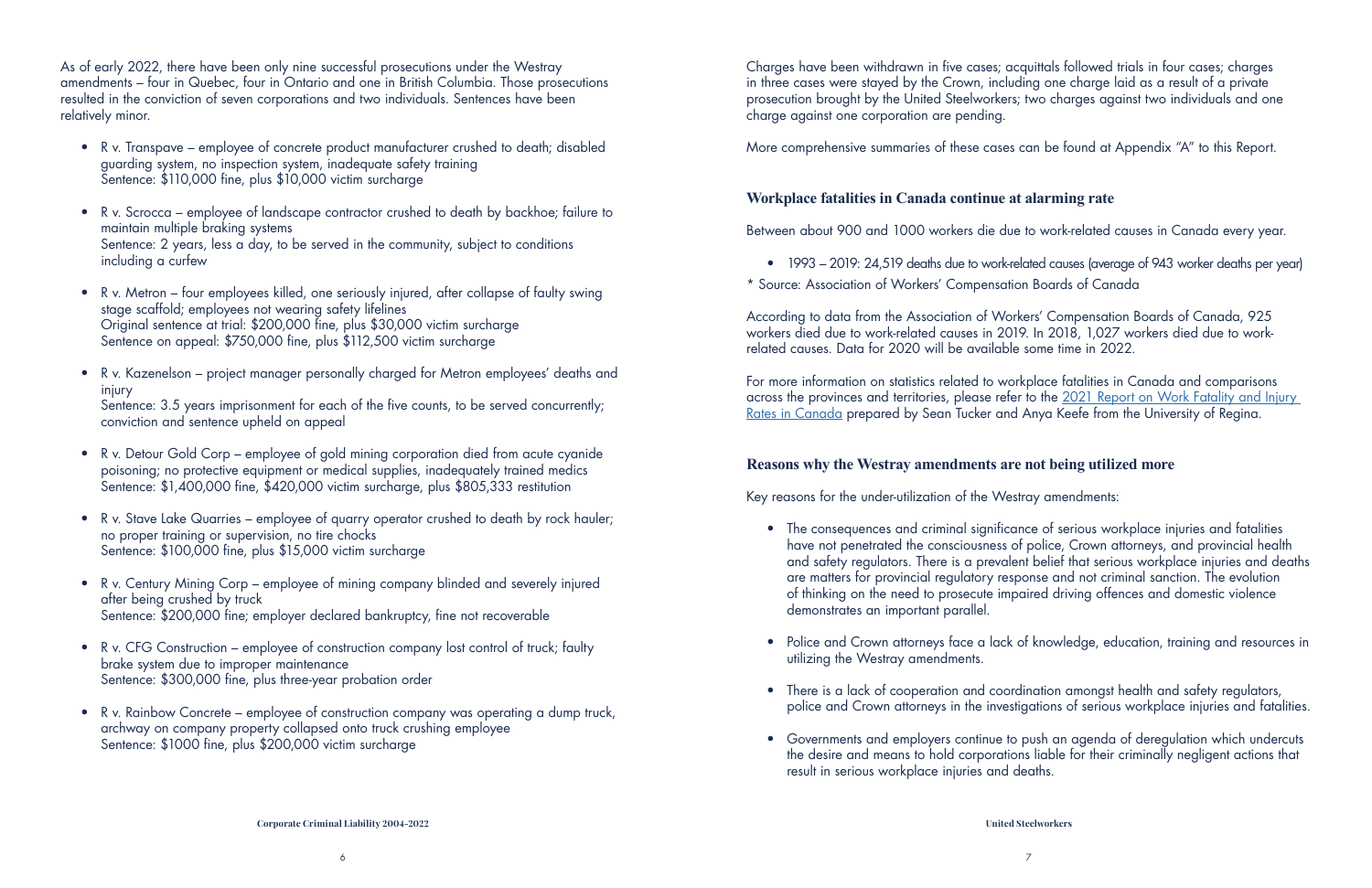As of early 2022, there have been only nine successful prosecutions under the Westray amendments – four in Quebec, four in Ontario and one in British Columbia. Those prosecutions resulted in the conviction of seven corporations and two individuals. Sentences have been relatively minor.

- R v. Transpave – employee of concrete product manufacturer crushed to death; disabled guarding system, no inspection system, inadequate safety training
  Sentence: $110,000 fine, plus $10,000 victim surcharge
- R v. Scrocca – employee of landscape contractor crushed to death by backhoe; failure to maintain multiple braking systems
  Sentence: 2 years, less a day, to be served in the community, subject to conditions including a curfew
- R v. Metron – four employees killed, one seriously injured, after collapse of faulty swing stage scaffold; employees not wearing safety lifelines
  Original sentence at trial: $200,000 fine, plus $30,000 victim surcharge
  Sentence on appeal: $750,000 fine, plus $112,500 victim surcharge
- R v. Kazenelson – project manager personally charged for Metron employees' deaths and injury
  Sentence: 3.5 years imprisonment for each of the five counts, to be served concurrently; conviction and sentence upheld on appeal
- R v. Detour Gold Corp – employee of gold mining corporation died from acute cyanide poisoning; no protective equipment or medical supplies, inadequately trained medics
  Sentence: $1,400,000 fine, $420,000 victim surcharge, plus $805,333 restitution
- R v. Stave Lake Quarries – employee of quarry operator crushed to death by rock hauler; no proper training or supervision, no tire chocks
  Sentence: $100,000 fine, plus $15,000 victim surcharge
- R v. Century Mining Corp – employee of mining company blinded and severely injured after being crushed by truck
  Sentence: $200,000 fine; employer declared bankruptcy, fine not recoverable
- R v. CFG Construction – employee of construction company lost control of truck; faulty brake system due to improper maintenance
  Sentence: $300,000 fine, plus three-year probation order
- R v. Rainbow Concrete – employee of construction company was operating a dump truck, archway on company property collapsed onto truck crushing employee
  Sentence: $1000 fine, plus $200,000 victim surcharge

Charges have been withdrawn in five cases; acquittals followed trials in four cases; charges in three cases were stayed by the Crown, including one charge laid as a result of a private prosecution brought by the United Steelworkers; two charges against two individuals and one charge against one corporation are pending.

More comprehensive summaries of these cases can be found at Appendix "A" to this Report.

## Workplace fatalities in Canada continue at alarming rate

Between about 900 and 1000 workers die due to work-related causes in Canada every year.

- 1993 – 2019: 24,519 deaths due to work-related causes (average of 943 worker deaths per year)

* Source: Association of Workers' Compensation Boards of Canada

According to data from the Association of Workers' Compensation Boards of Canada, 925 workers died due to work-related causes in 2019. In 2018, 1,027 workers died due to work-related causes. Data for 2020 will be available some time in 2022.

For more information on statistics related to workplace fatalities in Canada and comparisons across the provinces and territories, please refer to the 2021 Report on Work Fatality and Injury Rates in Canada prepared by Sean Tucker and Anya Keefe from the University of Regina.

## Reasons why the Westray amendments are not being utilized more

Key reasons for the under-utilization of the Westray amendments:

- The consequences and criminal significance of serious workplace injuries and fatalities have not penetrated the consciousness of police, Crown attorneys, and provincial health and safety regulators. There is a prevalent belief that serious workplace injuries and deaths are matters for provincial regulatory response and not criminal sanction. The evolution of thinking on the need to prosecute impaired driving offences and domestic violence demonstrates an important parallel.
- Police and Crown attorneys face a lack of knowledge, education, training and resources in utilizing the Westray amendments.
- There is a lack of cooperation and coordination amongst health and safety regulators, police and Crown attorneys in the investigations of serious workplace injuries and fatalities.
- Governments and employers continue to push an agenda of deregulation which undercuts the desire and means to hold corporations liable for their criminally negligent actions that result in serious workplace injuries and deaths.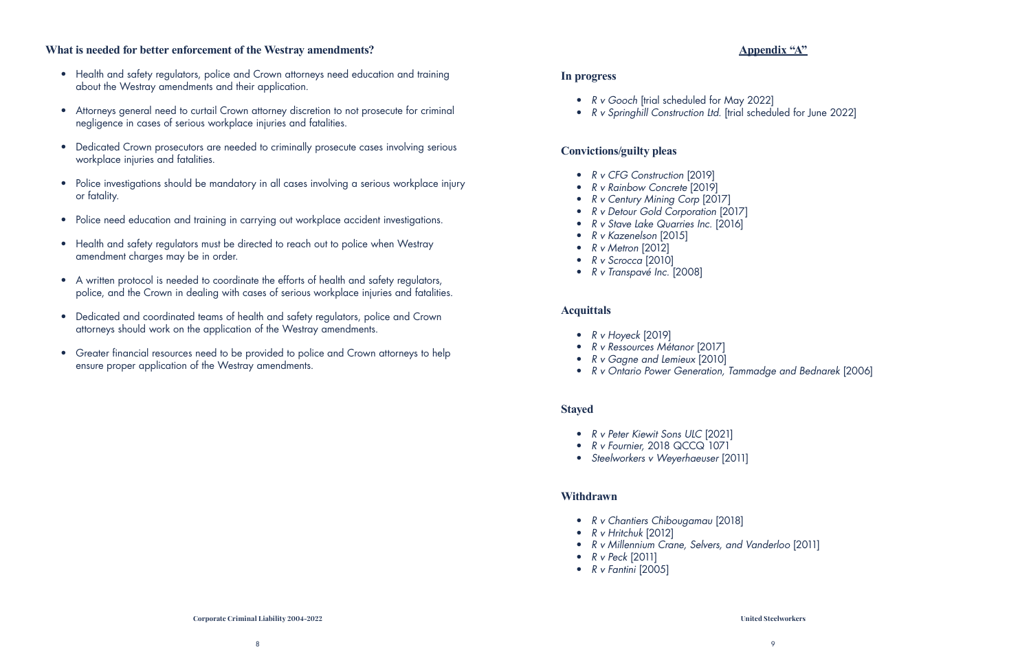## What is needed for better enforcement of the Westray amendments?

- Health and safety regulators, police and Crown attorneys need education and training about the Westray amendments and their application.
- Attorneys general need to curtail Crown attorney discretion to not prosecute for criminal negligence in cases of serious workplace injuries and fatalities.
- Dedicated Crown prosecutors are needed to criminally prosecute cases involving serious workplace injuries and fatalities.
- Police investigations should be mandatory in all cases involving a serious workplace injury or fatality.
- Police need education and training in carrying out workplace accident investigations.
- Health and safety regulators must be directed to reach out to police when Westray amendment charges may be in order.
- A written protocol is needed to coordinate the efforts of health and safety regulators, police, and the Crown in dealing with cases of serious workplace injuries and fatalities.
- Dedicated and coordinated teams of health and safety regulators, police and Crown attorneys should work on the application of the Westray amendments.
- Greater financial resources need to be provided to police and Crown attorneys to help ensure proper application of the Westray amendments.

## Appendix "A"

### In progress

- *R v Gooch* [trial scheduled for May 2022]
- *R v Springhill Construction Ltd.* [trial scheduled for June 2022]

### Convictions/guilty pleas

- *R v CFG Construction* [2019]
- *R v Rainbow Concrete* [2019]
- *R v Century Mining Corp* [2017]
- *R v Detour Gold Corporation* [2017]
- *R v Stave Lake Quarries Inc.* [2016]
- *R v Kazenelson* [2015]
- *R v Metron* [2012]
- *R v Scrocca* [2010]
- *R v Transpavé Inc.* [2008]

### Acquittals

- *R v Hoyeck* [2019]
- *R v Ressources Métanor* [2017]
- *R v Gagne and Lemieux* [2010]
- *R v Ontario Power Generation, Tammadge and Bednarek* [2006]

### Stayed

- *R v Peter Kiewit Sons ULC* [2021]
- *R v Fournier*, 2018 QCCQ 1071
- *Steelworkers v Weyerhaeuser* [2011]

### Withdrawn

- *R v Chantiers Chibougamau* [2018]
- *R v Hritchuk* [2012]
- *R v Millennium Crane, Selvers, and Vanderloo* [2011]
- *R v Peck* [2011]
- *R v Fantini* [2005]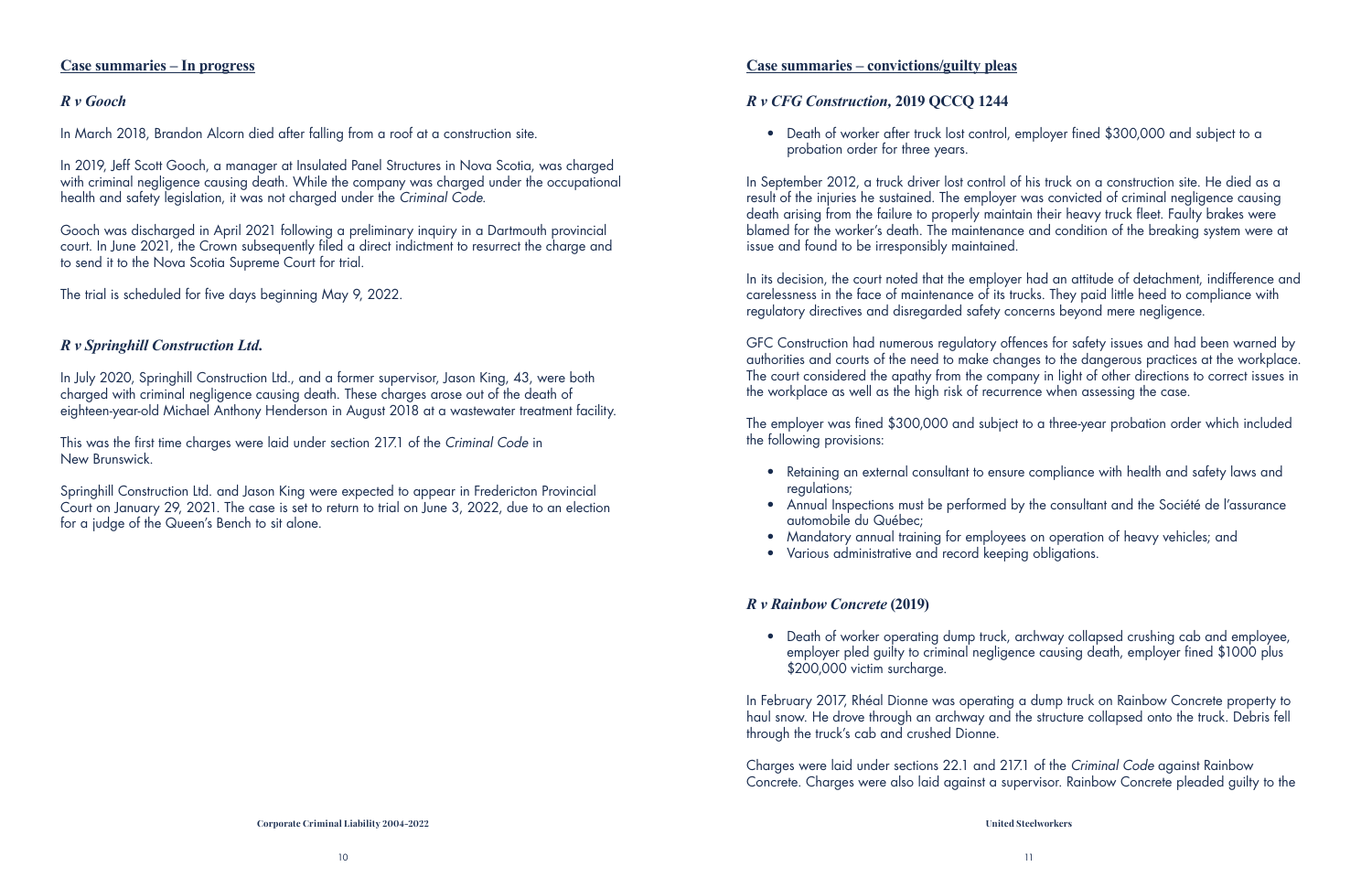## Case summaries – In progress

### *R v Gooch*

In March 2018, Brandon Alcorn died after falling from a roof at a construction site.

In 2019, Jeff Scott Gooch, a manager at Insulated Panel Structures in Nova Scotia, was charged with criminal negligence causing death. While the company was charged under the occupational health and safety legislation, it was not charged under the *Criminal Code*.

Gooch was discharged in April 2021 following a preliminary inquiry in a Dartmouth provincial court. In June 2021, the Crown subsequently filed a direct indictment to resurrect the charge and to send it to the Nova Scotia Supreme Court for trial.

The trial is scheduled for five days beginning May 9, 2022.

### *R v Springhill Construction Ltd.*

In July 2020, Springhill Construction Ltd., and a former supervisor, Jason King, 43, were both charged with criminal negligence causing death. These charges arose out of the death of eighteen-year-old Michael Anthony Henderson in August 2018 at a wastewater treatment facility.

This was the first time charges were laid under section 217.1 of the *Criminal Code* in New Brunswick.

Springhill Construction Ltd. and Jason King were expected to appear in Fredericton Provincial Court on January 29, 2021. The case is set to return to trial on June 3, 2022, due to an election for a judge of the Queen's Bench to sit alone.

## Case summaries – convictions/guilty pleas

### *R v CFG Construction*, 2019 QCCQ 1244

- Death of worker after truck lost control, employer fined $300,000 and subject to a probation order for three years.

In September 2012, a truck driver lost control of his truck on a construction site. He died as a result of the injuries he sustained. The employer was convicted of criminal negligence causing death arising from the failure to properly maintain their heavy truck fleet. Faulty brakes were blamed for the worker's death. The maintenance and condition of the breaking system were at issue and found to be irresponsibly maintained.

In its decision, the court noted that the employer had an attitude of detachment, indifference and carelessness in the face of maintenance of its trucks. They paid little heed to compliance with regulatory directives and disregarded safety concerns beyond mere negligence.

GFC Construction had numerous regulatory offences for safety issues and had been warned by authorities and courts of the need to make changes to the dangerous practices at the workplace. The court considered the apathy from the company in light of other directions to correct issues in the workplace as well as the high risk of recurrence when assessing the case.

The employer was fined $300,000 and subject to a three-year probation order which included the following provisions:

- Retaining an external consultant to ensure compliance with health and safety laws and regulations;
- Annual Inspections must be performed by the consultant and the Société de l'assurance automobile du Québec;
- Mandatory annual training for employees on operation of heavy vehicles; and
- Various administrative and record keeping obligations.

### *R v Rainbow Concrete* (2019)

- Death of worker operating dump truck, archway collapsed crushing cab and employee, employer pled guilty to criminal negligence causing death, employer fined $1000 plus $200,000 victim surcharge.

In February 2017, Rhéal Dionne was operating a dump truck on Rainbow Concrete property to haul snow. He drove through an archway and the structure collapsed onto the truck. Debris fell through the truck's cab and crushed Dionne.

Charges were laid under sections 22.1 and 217.1 of the *Criminal Code* against Rainbow Concrete. Charges were also laid against a supervisor. Rainbow Concrete pleaded guilty to the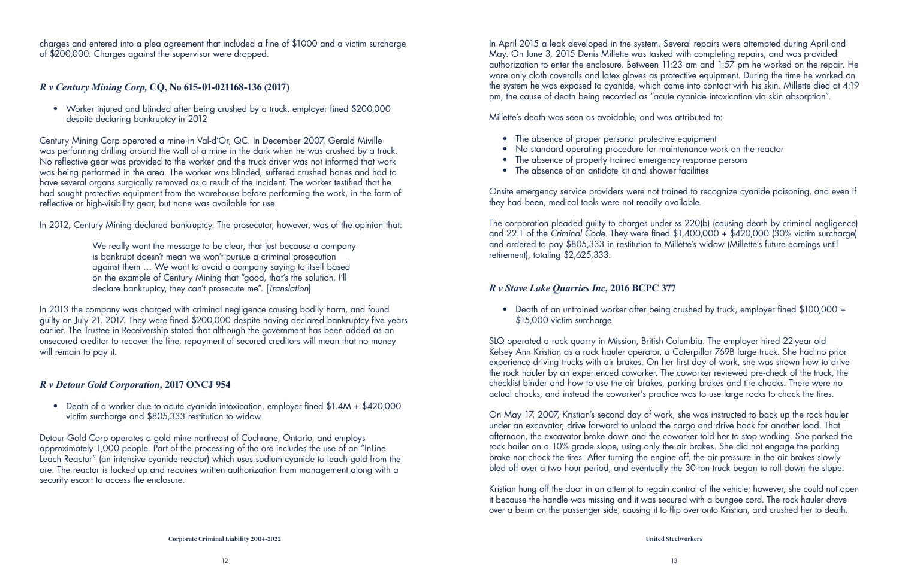charges and entered into a plea agreement that included a fine of $1000 and a victim surcharge of $200,000. Charges against the supervisor were dropped.

### *R v Century Mining Corp,* CQ, No 615-01-021168-136 (2017)

- Worker injured and blinded after being crushed by a truck, employer fined $200,000 despite declaring bankruptcy in 2012

Century Mining Corp operated a mine in Val-d'Or, QC. In December 2007, Gerald Miville was performing drilling around the wall of a mine in the dark when he was crushed by a truck. No reflective gear was provided to the worker and the truck driver was not informed that work was being performed in the area. The worker was blinded, suffered crushed bones and had to have several organs surgically removed as a result of the incident. The worker testified that he had sought protective equipment from the warehouse before performing the work, in the form of reflective or high-visibility gear, but none was available for use.

In 2012, Century Mining declared bankruptcy. The prosecutor, however, was of the opinion that:

> We really want the message to be clear, that just because a company is bankrupt doesn't mean we won't pursue a criminal prosecution against them … We want to avoid a company saying to itself based on the example of Century Mining that "good, that's the solution, I'll declare bankruptcy, they can't prosecute me". [*Translation*]

In 2013 the company was charged with criminal negligence causing bodily harm, and found guilty on July 21, 2017. They were fined $200,000 despite having declared bankruptcy five years earlier. The Trustee in Receivership stated that although the government has been added as an unsecured creditor to recover the fine, repayment of secured creditors will mean that no money will remain to pay it.

### *R v Detour Gold Corporation*, 2017 ONCJ 954

- Death of a worker due to acute cyanide intoxication, employer fined $1.4M + $420,000 victim surcharge and $805,333 restitution to widow

Detour Gold Corp operates a gold mine northeast of Cochrane, Ontario, and employs approximately 1,000 people. Part of the processing of the ore includes the use of an "InLine Leach Reactor" (an intensive cyanide reactor) which uses sodium cyanide to leach gold from the ore. The reactor is locked up and requires written authorization from management along with a security escort to access the enclosure.

In April 2015 a leak developed in the system. Several repairs were attempted during April and May. On June 3, 2015 Denis Millette was tasked with completing repairs, and was provided authorization to enter the enclosure. Between 11:23 am and 1:57 pm he worked on the repair. He wore only cloth coveralls and latex gloves as protective equipment. During the time he worked on the system he was exposed to cyanide, which came into contact with his skin. Millette died at 4:19 pm, the cause of death being recorded as "acute cyanide intoxication via skin absorption".

Millette's death was seen as avoidable, and was attributed to:

- The absence of proper personal protective equipment
- No standard operating procedure for maintenance work on the reactor
- The absence of properly trained emergency response persons
- The absence of an antidote kit and shower facilities

Onsite emergency service providers were not trained to recognize cyanide poisoning, and even if they had been, medical tools were not readily available.

The corporation pleaded guilty to charges under ss 220(b) (causing death by criminal negligence) and 22.1 of the *Criminal Code*. They were fined $1,400,000 + $420,000 (30% victim surcharge) and ordered to pay $805,333 in restitution to Millette's widow (Millette's future earnings until retirement), totaling $2,625,333.

### *R v Stave Lake Quarries Inc*, 2016 BCPC 377

- Death of an untrained worker after being crushed by truck, employer fined $100,000 + $15,000 victim surcharge

SLQ operated a rock quarry in Mission, British Columbia. The employer hired 22-year old Kelsey Ann Kristian as a rock hauler operator, a Caterpillar 769B large truck. She had no prior experience driving trucks with air brakes. On her first day of work, she was shown how to drive the rock hauler by an experienced coworker. The coworker reviewed pre-check of the truck, the checklist binder and how to use the air brakes, parking brakes and tire chocks. There were no actual chocks, and instead the coworker's practice was to use large rocks to chock the tires.

On May 17, 2007, Kristian's second day of work, she was instructed to back up the rock hauler under an excavator, drive forward to unload the cargo and drive back for another load. That afternoon, the excavator broke down and the coworker told her to stop working. She parked the rock hailer on a 10% grade slope, using only the air brakes. She did not engage the parking brake nor chock the tires. After turning the engine off, the air pressure in the air brakes slowly bled off over a two hour period, and eventually the 30-ton truck began to roll down the slope.

Kristian hung off the door in an attempt to regain control of the vehicle; however, she could not open it because the handle was missing and it was secured with a bungee cord. The rock hauler drove over a berm on the passenger side, causing it to flip over onto Kristian, and crushed her to death.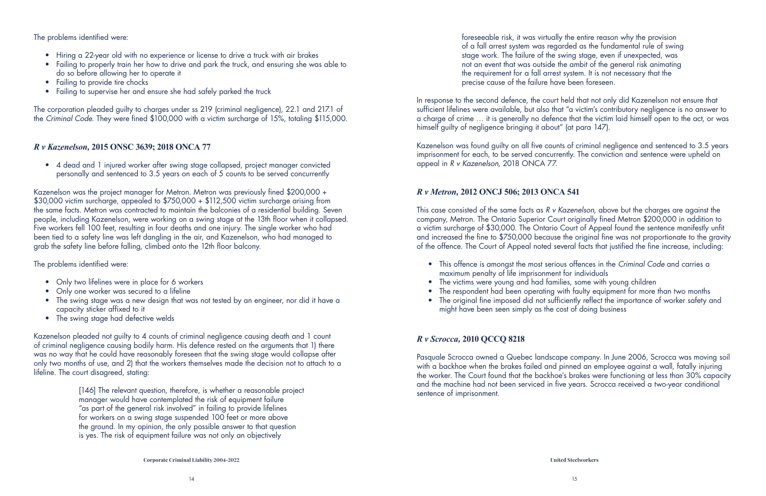The problems identified were:

- Hiring a 22-year old with no experience or license to drive a truck with air brakes
- Failing to properly train her how to drive and park the truck, and ensuring she was able to do so before allowing her to operate it
- Failing to provide tire chocks
- Failing to supervise her and ensure she had safely parked the truck

The corporation pleaded guilty to charges under ss 219 (criminal negligence), 22.1 and 217.1 of the *Criminal Code*. They were fined $100,000 with a victim surcharge of 15%, totaling $115,000.

### *R v Kazenelson*, 2015 ONSC 3639; 2018 ONCA 77

- 4 dead and 1 injured worker after swing stage collapsed, project manager convicted personally and sentenced to 3.5 years on each of 5 counts to be served concurrently

Kazenelson was the project manager for Metron. Metron was previously fined $200,000 + $30,000 victim surcharge, appealed to $750,000 + $112,500 victim surcharge arising from the same facts. Metron was contracted to maintain the balconies of a residential building. Seven people, including Kazenelson, were working on a swing stage at the 13th floor when it collapsed. Five workers fell 100 feet, resulting in four deaths and one injury. The single worker who had been tied to a safety line was left dangling in the air, and Kazenelson, who had managed to grab the safety line before falling, climbed onto the 12th floor balcony.

The problems identified were:

- Only two lifelines were in place for 6 workers
- Only one worker was secured to a lifeline
- The swing stage was a new design that was not tested by an engineer, nor did it have a capacity sticker affixed to it
- The swing stage had defective welds

Kazenelson pleaded not guilty to 4 counts of criminal negligence causing death and 1 count of criminal negligence causing bodily harm. His defence rested on the arguments that 1) there was no way that he could have reasonably foreseen that the swing stage would collapse after only two months of use, and 2) that the workers themselves made the decision not to attach to a lifeline. The court disagreed, stating:

> [146] The relevant question, therefore, is whether a reasonable project manager would have contemplated the risk of equipment failure "as part of the general risk involved" in failing to provide lifelines for workers on a swing stage suspended 100 feet or more above the ground. In my opinion, the only possible answer to that question is yes. The risk of equipment failure was not only an objectively foreseeable risk, it was virtually the entire reason why the provision of a fall arrest system was regarded as the fundamental rule of swing stage work. The failure of the swing stage, even if unexpected, was not an event that was outside the ambit of the general risk animating the requirement for a fall arrest system. It is not necessary that the precise cause of the failure have been foreseen.

In response to the second defence, the court held that not only did Kazenelson not ensure that sufficient lifelines were available, but also that "a victim's contributory negligence is no answer to a charge of crime … it is generally no defence that the victim laid himself open to the act, or was himself guilty of negligence bringing it about" (at para 147).

Kazenelson was found guilty on all five counts of criminal negligence and sentenced to 3.5 years imprisonment for each, to be served concurrently. The conviction and sentence were upheld on appeal in *R v Kazenelson*, 2018 ONCA 77.

### *R v Metron*, 2012 ONCJ 506; 2013 ONCA 541

This case consisted of the same facts as *R v Kazenelson*, above but the charges are against the company, Metron. The Ontario Superior Court originally fined Metron $200,000 in addition to a victim surcharge of $30,000. The Ontario Court of Appeal found the sentence manifestly unfit and increased the fine to $750,000 because the original fine was not proportionate to the gravity of the offence. The Court of Appeal noted several facts that justified the fine increase, including:

- This offence is amongst the most serious offences in the *Criminal Code* and carries a maximum penalty of life imprisonment for individuals
- The victims were young and had families, some with young children
- The respondent had been operating with faulty equipment for more than two months
- The original fine imposed did not sufficiently reflect the importance of worker safety and might have been seen simply as the cost of doing business

### *R v Scrocca*, 2010 QCCQ 8218

Pasquale Scrocca owned a Quebec landscape company. In June 2006, Scrocca was moving soil with a backhoe when the brakes failed and pinned an employee against a wall, fatally injuring the worker. The Court found that the backhoe's brakes were functioning at less than 30% capacity and the machine had not been serviced in five years. Scrocca received a two-year conditional sentence of imprisonment.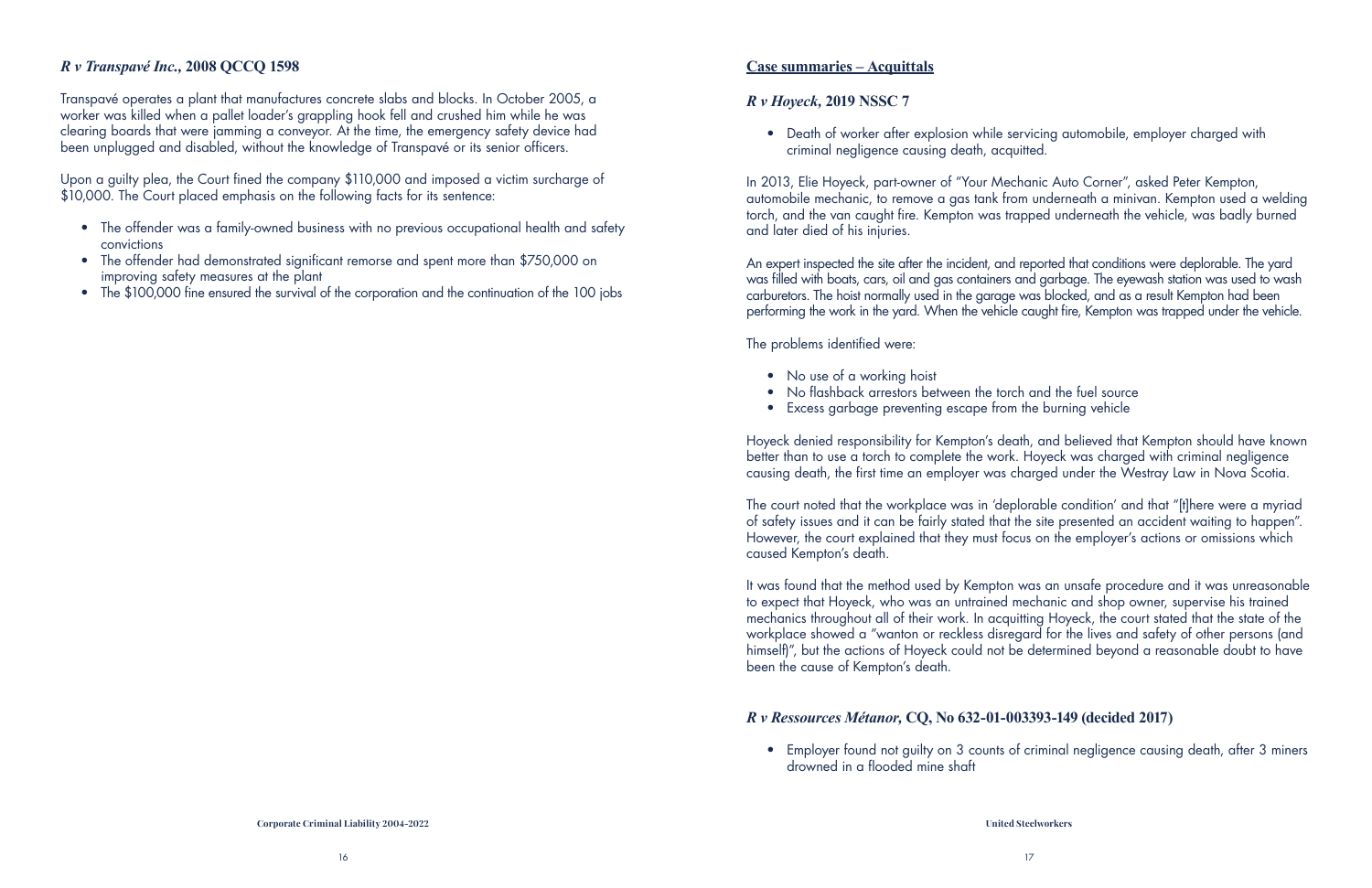### *R v Transpavé Inc.,* 2008 QCCQ 1598

Transpavé operates a plant that manufactures concrete slabs and blocks. In October 2005, a worker was killed when a pallet loader's grappling hook fell and crushed him while he was clearing boards that were jamming a conveyor. At the time, the emergency safety device had been unplugged and disabled, without the knowledge of Transpavé or its senior officers.

Upon a guilty plea, the Court fined the company $110,000 and imposed a victim surcharge of $10,000. The Court placed emphasis on the following facts for its sentence:

- The offender was a family-owned business with no previous occupational health and safety convictions
- The offender had demonstrated significant remorse and spent more than $750,000 on improving safety measures at the plant
- The $100,000 fine ensured the survival of the corporation and the continuation of the 100 jobs

## Case summaries – Acquittals

### *R v Hoyeck,* 2019 NSSC 7

- Death of worker after explosion while servicing automobile, employer charged with criminal negligence causing death, acquitted.

In 2013, Elie Hoyeck, part-owner of "Your Mechanic Auto Corner", asked Peter Kempton, automobile mechanic, to remove a gas tank from underneath a minivan. Kempton used a welding torch, and the van caught fire. Kempton was trapped underneath the vehicle, was badly burned and later died of his injuries.

An expert inspected the site after the incident, and reported that conditions were deplorable. The yard was filled with boats, cars, oil and gas containers and garbage. The eyewash station was used to wash carburetors. The hoist normally used in the garage was blocked, and as a result Kempton had been performing the work in the yard. When the vehicle caught fire, Kempton was trapped under the vehicle.

The problems identified were:

- No use of a working hoist
- No flashback arrestors between the torch and the fuel source
- Excess garbage preventing escape from the burning vehicle

Hoyeck denied responsibility for Kempton's death, and believed that Kempton should have known better than to use a torch to complete the work. Hoyeck was charged with criminal negligence causing death, the first time an employer was charged under the Westray Law in Nova Scotia.

The court noted that the workplace was in 'deplorable condition' and that "[t]here were a myriad of safety issues and it can be fairly stated that the site presented an accident waiting to happen". However, the court explained that they must focus on the employer's actions or omissions which caused Kempton's death.

It was found that the method used by Kempton was an unsafe procedure and it was unreasonable to expect that Hoyeck, who was an untrained mechanic and shop owner, supervise his trained mechanics throughout all of their work. In acquitting Hoyeck, the court stated that the state of the workplace showed a "wanton or reckless disregard for the lives and safety of other persons (and himself)", but the actions of Hoyeck could not be determined beyond a reasonable doubt to have been the cause of Kempton's death.

### *R v Ressources Métanor,* CQ, No 632-01-003393-149 (decided 2017)

- Employer found not guilty on 3 counts of criminal negligence causing death, after 3 miners drowned in a flooded mine shaft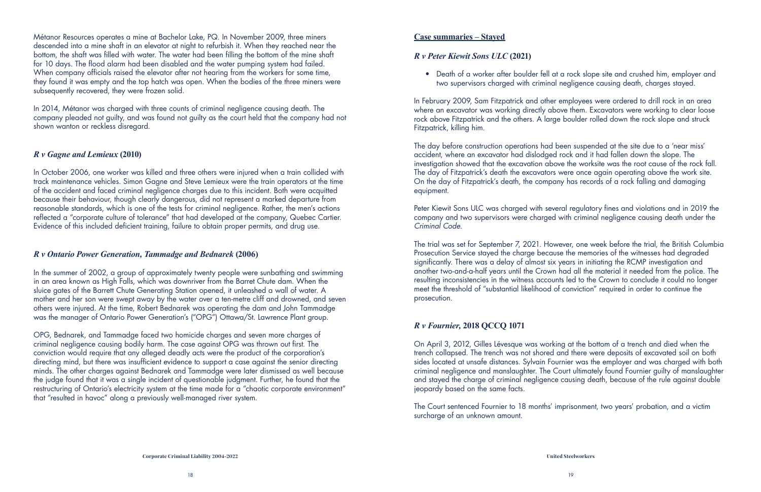Métanor Resources operates a mine at Bachelor Lake, PQ. In November 2009, three miners descended into a mine shaft in an elevator at night to refurbish it. When they reached near the bottom, the shaft was filled with water. The water had been filling the bottom of the mine shaft for 10 days. The flood alarm had been disabled and the water pumping system had failed. When company officials raised the elevator after not hearing from the workers for some time, they found it was empty and the top hatch was open. When the bodies of the three miners were subsequently recovered, they were frozen solid.

In 2014, Métanor was charged with three counts of criminal negligence causing death. The company pleaded not guilty, and was found not guilty as the court held that the company had not shown wanton or reckless disregard.

### *R v Gagne and Lemieux* (2010)

In October 2006, one worker was killed and three others were injured when a train collided with track maintenance vehicles. Simon Gagne and Steve Lemieux were the train operators at the time of the accident and faced criminal negligence charges due to this incident. Both were acquitted because their behaviour, though clearly dangerous, did not represent a marked departure from reasonable standards, which is one of the tests for criminal negligence. Rather, the men's actions reflected a "corporate culture of tolerance" that had developed at the company, Quebec Cartier. Evidence of this included deficient training, failure to obtain proper permits, and drug use.

### *R v Ontario Power Generation, Tammadge and Bednarek* (2006)

In the summer of 2002, a group of approximately twenty people were sunbathing and swimming in an area known as High Falls, which was downriver from the Barret Chute dam. When the sluice gates of the Barrett Chute Generating Station opened, it unleashed a wall of water. A mother and her son were swept away by the water over a ten-metre cliff and drowned, and seven others were injured. At the time, Robert Bednarek was operating the dam and John Tammadge was the manager of Ontario Power Generation's ("OPG") Ottawa/St. Lawrence Plant group.

OPG, Bednarek, and Tammadge faced two homicide charges and seven more charges of criminal negligence causing bodily harm. The case against OPG was thrown out first. The conviction would require that any alleged deadly acts were the product of the corporation's directing mind, but there was insufficient evidence to support a case against the senior directing minds. The other charges against Bednarek and Tammadge were later dismissed as well because the judge found that it was a single incident of questionable judgment. Further, he found that the restructuring of Ontario's electricity system at the time made for a "chaotic corporate environment" that "resulted in havoc" along a previously well-managed river system.

## Case summaries – Stayed

### *R v Peter Kiewit Sons ULC* (2021)

- Death of a worker after boulder fell at a rock slope site and crushed him, employer and two supervisors charged with criminal negligence causing death, charges stayed.

In February 2009, Sam Fitzpatrick and other employees were ordered to drill rock in an area where an excavator was working directly above them. Excavators were working to clear loose rock above Fitzpatrick and the others. A large boulder rolled down the rock slope and struck Fitzpatrick, killing him.

The day before construction operations had been suspended at the site due to a 'near miss' accident, where an excavator had dislodged rock and it had fallen down the slope. The investigation showed that the excavation above the worksite was the root cause of the rock fall. The day of Fitzpatrick's death the excavators were once again operating above the work site. On the day of Fitzpatrick's death, the company has records of a rock falling and damaging equipment.

Peter Kiewit Sons ULC was charged with several regulatory fines and violations and in 2019 the company and two supervisors were charged with criminal negligence causing death under the *Criminal Code*.

The trial was set for September 7, 2021. However, one week before the trial, the British Columbia Prosecution Service stayed the charge because the memories of the witnesses had degraded significantly. There was a delay of almost six years in initiating the RCMP investigation and another two-and-a-half years until the Crown had all the material it needed from the police. The resulting inconsistencies in the witness accounts led to the Crown to conclude it could no longer meet the threshold of "substantial likelihood of conviction" required in order to continue the prosecution.

### *R v Fournier*, 2018 QCCQ 1071

On April 3, 2012, Gilles Lévesque was working at the bottom of a trench and died when the trench collapsed. The trench was not shored and there were deposits of excavated soil on both sides located at unsafe distances. Sylvain Fournier was the employer and was charged with both criminal negligence and manslaughter. The Court ultimately found Fournier guilty of manslaughter and stayed the charge of criminal negligence causing death, because of the rule against double jeopardy based on the same facts.

The Court sentenced Fournier to 18 months' imprisonment, two years' probation, and a victim surcharge of an unknown amount.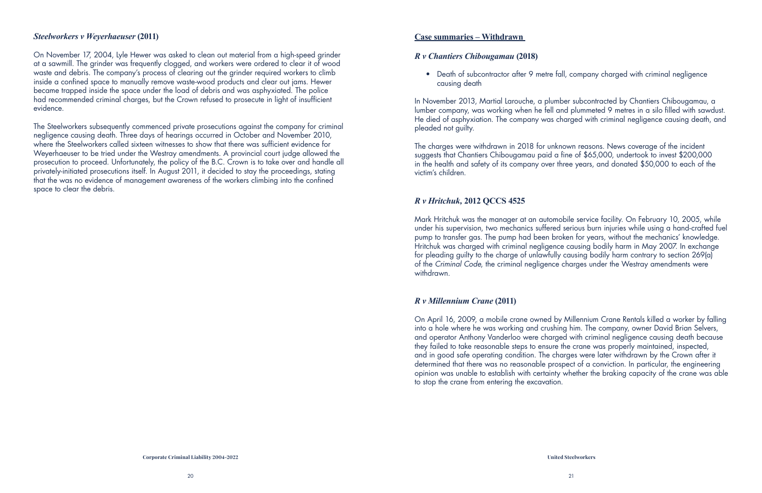### *Steelworkers v Weyerhaeuser* (2011)

On November 17, 2004, Lyle Hewer was asked to clean out material from a high-speed grinder at a sawmill. The grinder was frequently clogged, and workers were ordered to clear it of wood waste and debris. The company's process of clearing out the grinder required workers to climb inside a confined space to manually remove waste-wood products and clear out jams. Hewer became trapped inside the space under the load of debris and was asphyxiated. The police had recommended criminal charges, but the Crown refused to prosecute in light of insufficient evidence.

The Steelworkers subsequently commenced private prosecutions against the company for criminal negligence causing death. Three days of hearings occurred in October and November 2010, where the Steelworkers called sixteen witnesses to show that there was sufficient evidence for Weyerhaeuser to be tried under the Westray amendments. A provincial court judge allowed the prosecution to proceed. Unfortunately, the policy of the B.C. Crown is to take over and handle all privately-initiated prosecutions itself. In August 2011, it decided to stay the proceedings, stating that the was no evidence of management awareness of the workers climbing into the confined space to clear the debris.

## Case summaries – Withdrawn

### *R v Chantiers Chibougamau* (2018)

- Death of subcontractor after 9 metre fall, company charged with criminal negligence causing death

In November 2013, Martial Larouche, a plumber subcontracted by Chantiers Chibougamau, a lumber company, was working when he fell and plummeted 9 metres in a silo filled with sawdust. He died of asphyxiation. The company was charged with criminal negligence causing death, and pleaded not guilty.

The charges were withdrawn in 2018 for unknown reasons. News coverage of the incident suggests that Chantiers Chibougamau paid a fine of $65,000, undertook to invest $200,000 in the health and safety of its company over three years, and donated $50,000 to each of the victim's children.

### *R v Hritchuk*, 2012 QCCS 4525

Mark Hritchuk was the manager at an automobile service facility. On February 10, 2005, while under his supervision, two mechanics suffered serious burn injuries while using a hand-crafted fuel pump to transfer gas. The pump had been broken for years, without the mechanics' knowledge. Hritchuk was charged with criminal negligence causing bodily harm in May 2007. In exchange for pleading guilty to the charge of unlawfully causing bodily harm contrary to section 269(a) of the *Criminal Code*, the criminal negligence charges under the Westray amendments were withdrawn.

### *R v Millennium Crane* (2011)

On April 16, 2009, a mobile crane owned by Millennium Crane Rentals killed a worker by falling into a hole where he was working and crushing him. The company, owner David Brian Selvers, and operator Anthony Vanderloo were charged with criminal negligence causing death because they failed to take reasonable steps to ensure the crane was properly maintained, inspected, and in good safe operating condition. The charges were later withdrawn by the Crown after it determined that there was no reasonable prospect of a conviction. In particular, the engineering opinion was unable to establish with certainty whether the braking capacity of the crane was able to stop the crane from entering the excavation.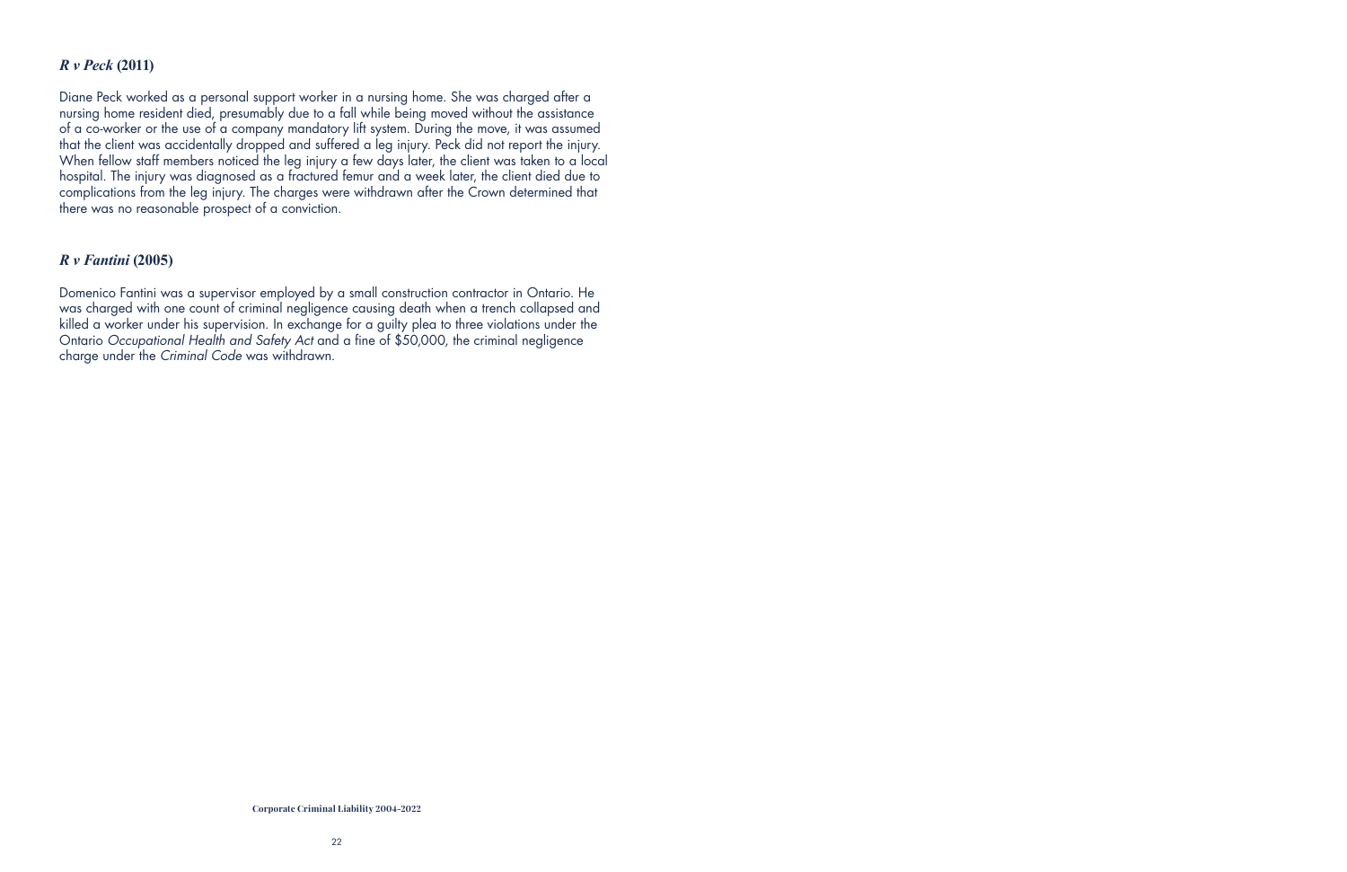### *R v Peck* (2011)

Diane Peck worked as a personal support worker in a nursing home. She was charged after a nursing home resident died, presumably due to a fall while being moved without the assistance of a co-worker or the use of a company mandatory lift system. During the move, it was assumed that the client was accidentally dropped and suffered a leg injury. Peck did not report the injury. When fellow staff members noticed the leg injury a few days later, the client was taken to a local hospital. The injury was diagnosed as a fractured femur and a week later, the client died due to complications from the leg injury. The charges were withdrawn after the Crown determined that there was no reasonable prospect of a conviction.

### *R v Fantini* (2005)

Domenico Fantini was a supervisor employed by a small construction contractor in Ontario. He was charged with one count of criminal negligence causing death when a trench collapsed and killed a worker under his supervision. In exchange for a guilty plea to three violations under the Ontario *Occupational Health and Safety Act* and a fine of $50,000, the criminal negligence charge under the *Criminal Code* was withdrawn.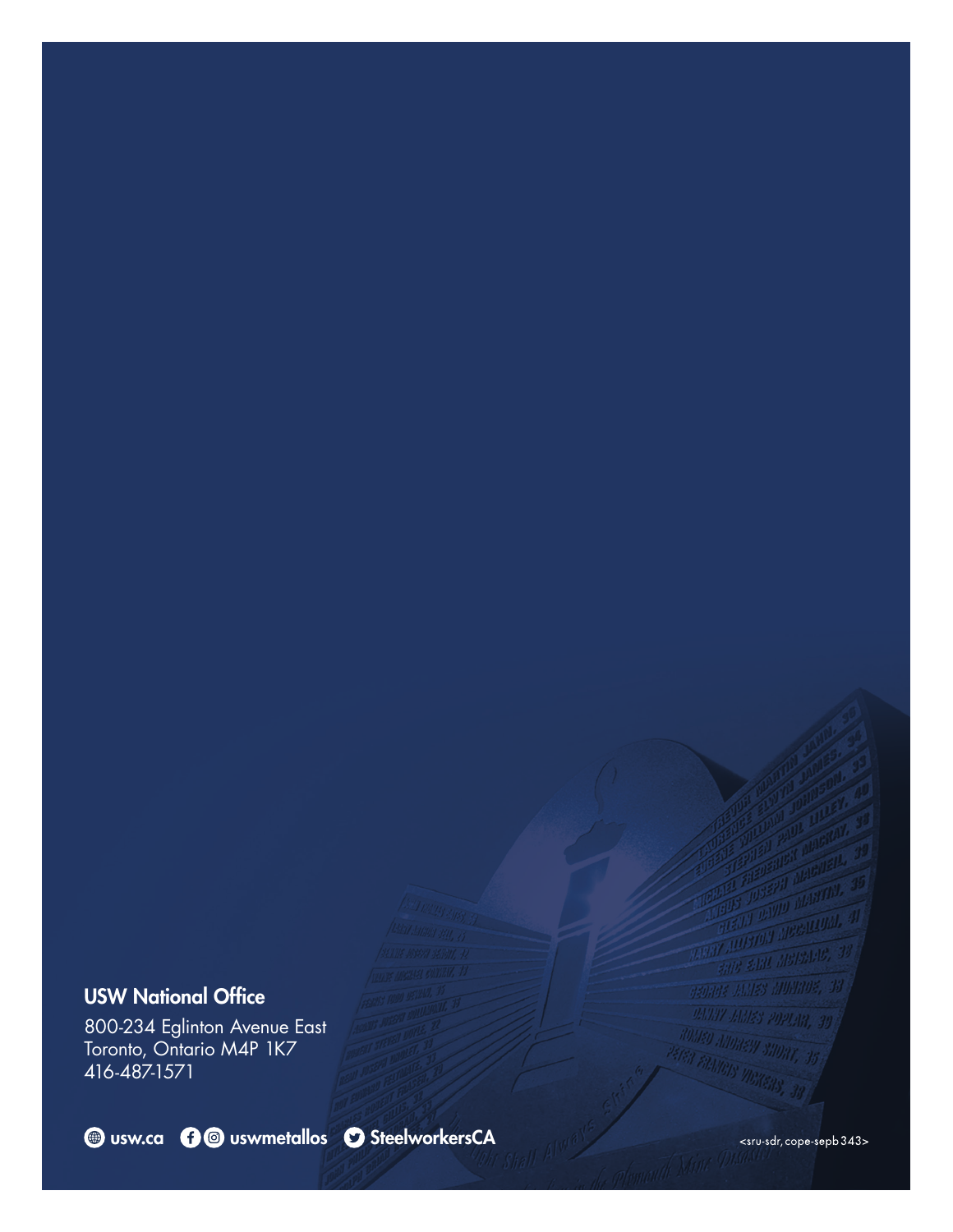**USW National Office**

800-234 Eglinton Avenue East
Toronto, Ontario M4P 1K7
416-487-1571

usw.ca uswmetallos SteelworkersCA

<sru-sdr, cope-sepb 343>